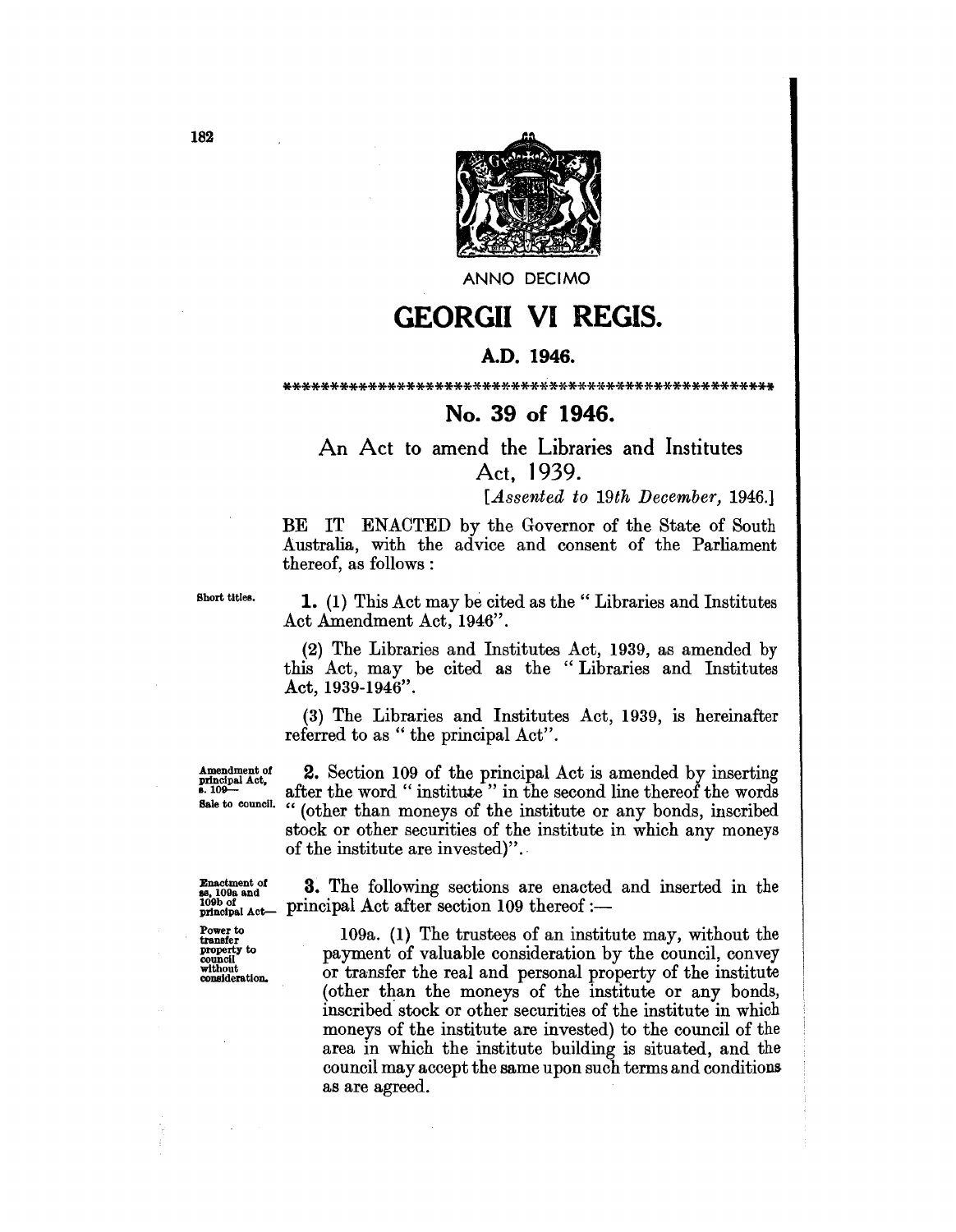ANNO DECIMO

# GEORGII VI REGIS.

## A.D. 1946.

\*\*\*\*\*\*\*\*\*\*\*\*\*\*\*\*\*\*\*\*\*\*\*\*\*\*\*\*\*\*\*\*\*\*\*\*\*\*\*\*\*\*\*\*\*\*\*\*\*\*\*\*\*\*\*

## No. 39 of 1946.

### An Act to amend the Libraries and Institutes Act, 1939.

*[Assented to 19th December, 1946.]*

BE IT ENACTED by the Governor of the State of South Australia, with the advice and consent of the Parliament thereof, as follows:

Short titles.

**1.** (1) This Act may be cited as the "Libraries and Institutes Act Amendment Act, 1946".

(2) The Libraries and Institutes Act, 1939, as amended by this Act, may be cited as the "Libraries and Institutes Act, 1939-1946".

(3) The Libraries and Institutes Act, 1939, is hereinafter referred to as "the principal Act".

Amendment of principal Act, s. 109— Sale to council.

**2.** Section 109 of the principal Act is amended by inserting after the word "institute" in the second line thereof the words "(other than moneys of the institute or any bonds, inscribed stock or other securities of the institute in which any moneys of the institute are invested)".

Enactment of ss. 109a and 109b of principal Act—

**3.** The following sections are enacted and inserted in the principal Act after section 109 thereof:—

Power to transfer property to council without consideration.

109a. (1) The trustees of an institute may, without the payment of valuable consideration by the council, convey or transfer the real and personal property of the institute (other than the moneys of the institute or any bonds, inscribed stock or other securities of the institute in which moneys of the institute are invested) to the council of the area in which the institute building is situated, and the council may accept the same upon such terms and conditions as are agreed.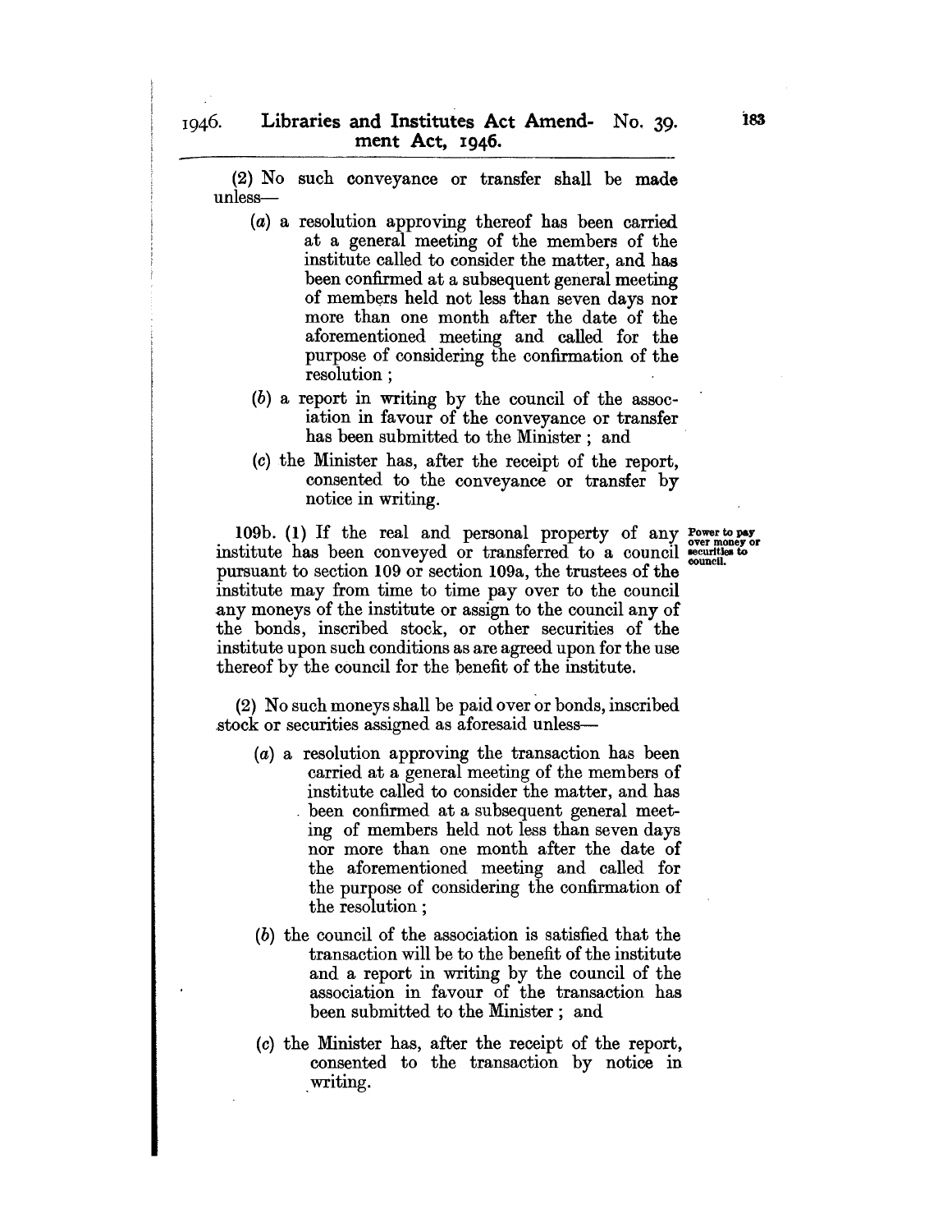(2) No such conveyance or transfer shall be made unless—

(a) a resolution approving thereof has been carried at a general meeting of the members of the institute called to consider the matter, and has been confirmed at a subsequent general meeting of members held not less than seven days nor more than one month after the date of the aforementioned meeting and called for the purpose of considering the confirmation of the resolution ;

(b) a report in writing by the council of the association in favour of the conveyance or transfer has been submitted to the Minister ; and

(c) the Minister has, after the receipt of the report, consented to the conveyance or transfer by notice in writing.

Power to pay over money or securities to council.

109b. (1) If the real and personal property of any institute has been conveyed or transferred to a council pursuant to section 109 or section 109a, the trustees of the institute may from time to time pay over to the council any moneys of the institute or assign to the council any of the bonds, inscribed stock, or other securities of the institute upon such conditions as are agreed upon for the use thereof by the council for the benefit of the institute.

(2) No such moneys shall be paid over or bonds, inscribed stock or securities assigned as aforesaid unless—

(a) a resolution approving the transaction has been carried at a general meeting of the members of institute called to consider the matter, and has been confirmed at a subsequent general meeting of members held not less than seven days nor more than one month after the date of the aforementioned meeting and called for the purpose of considering the confirmation of the resolution ;

(b) the council of the association is satisfied that the transaction will be to the benefit of the institute and a report in writing by the council of the association in favour of the transaction has been submitted to the Minister ; and

(c) the Minister has, after the receipt of the report, consented to the transaction by notice in writing.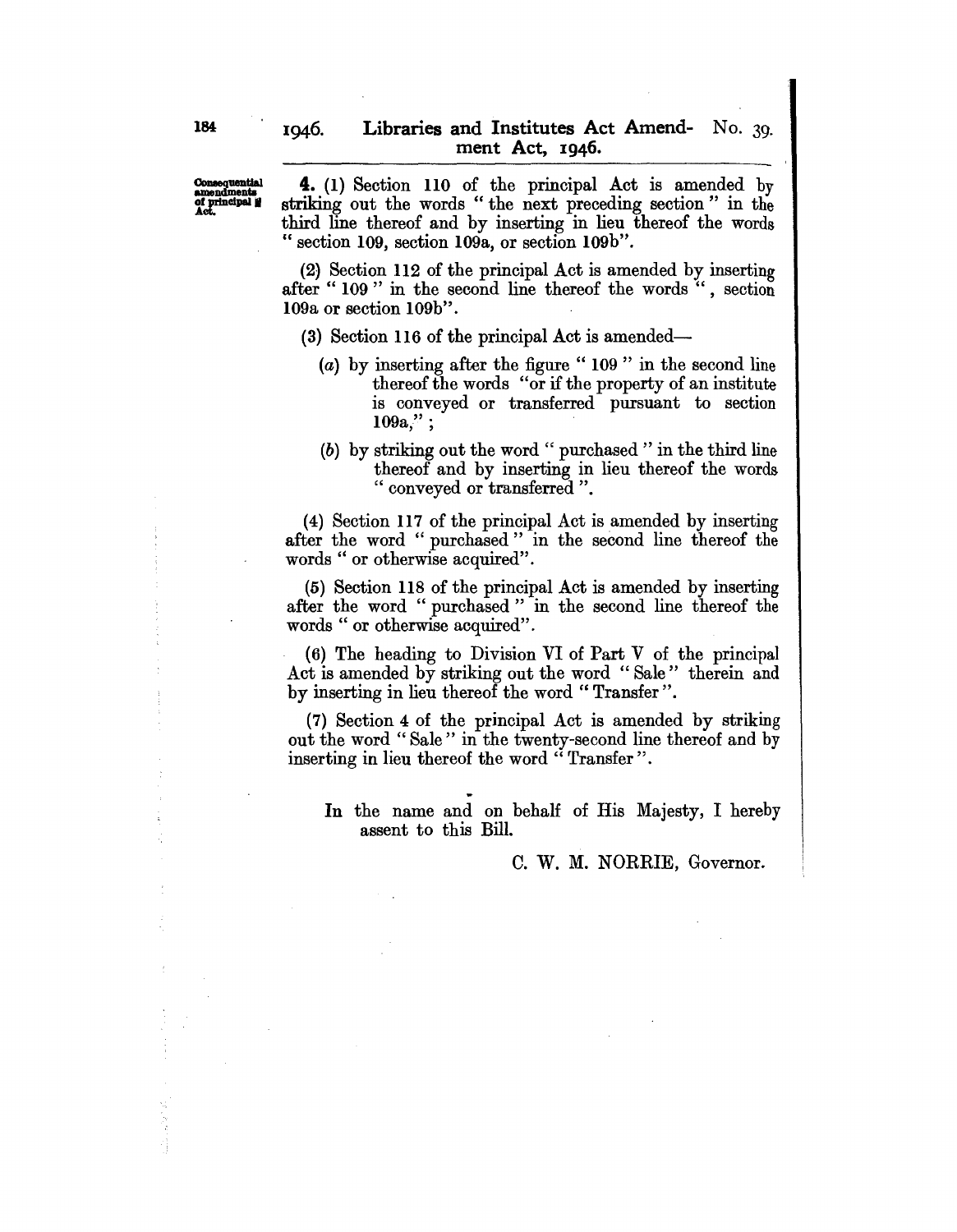*Consequential amendments of principal Act.*

**4.** (1) Section 110 of the principal Act is amended by striking out the words "the next preceding section" in the third line thereof and by inserting in lieu thereof the words "section 109, section 109a, or section 109b".

(2) Section 112 of the principal Act is amended by inserting after "109" in the second line thereof the words ", section 109a or section 109b".

(3) Section 116 of the principal Act is amended—

(*a*) by inserting after the figure "109" in the second line thereof the words "or if the property of an institute is conveyed or transferred pursuant to section 109a,";

(*b*) by striking out the word "purchased" in the third line thereof and by inserting in lieu thereof the words "conveyed or transferred".

(4) Section 117 of the principal Act is amended by inserting after the word "purchased" in the second line thereof the words "or otherwise acquired".

(5) Section 118 of the principal Act is amended by inserting after the word "purchased" in the second line thereof the words "or otherwise acquired".

(6) The heading to Division VI of Part V of the principal Act is amended by striking out the word "Sale" therein and by inserting in lieu thereof the word "Transfer".

(7) Section 4 of the principal Act is amended by striking out the word "Sale" in the twenty-second line thereof and by inserting in lieu thereof the word "Transfer".

In the name and on behalf of His Majesty, I hereby assent to this Bill.

C. W. M. NORRIE, Governor.